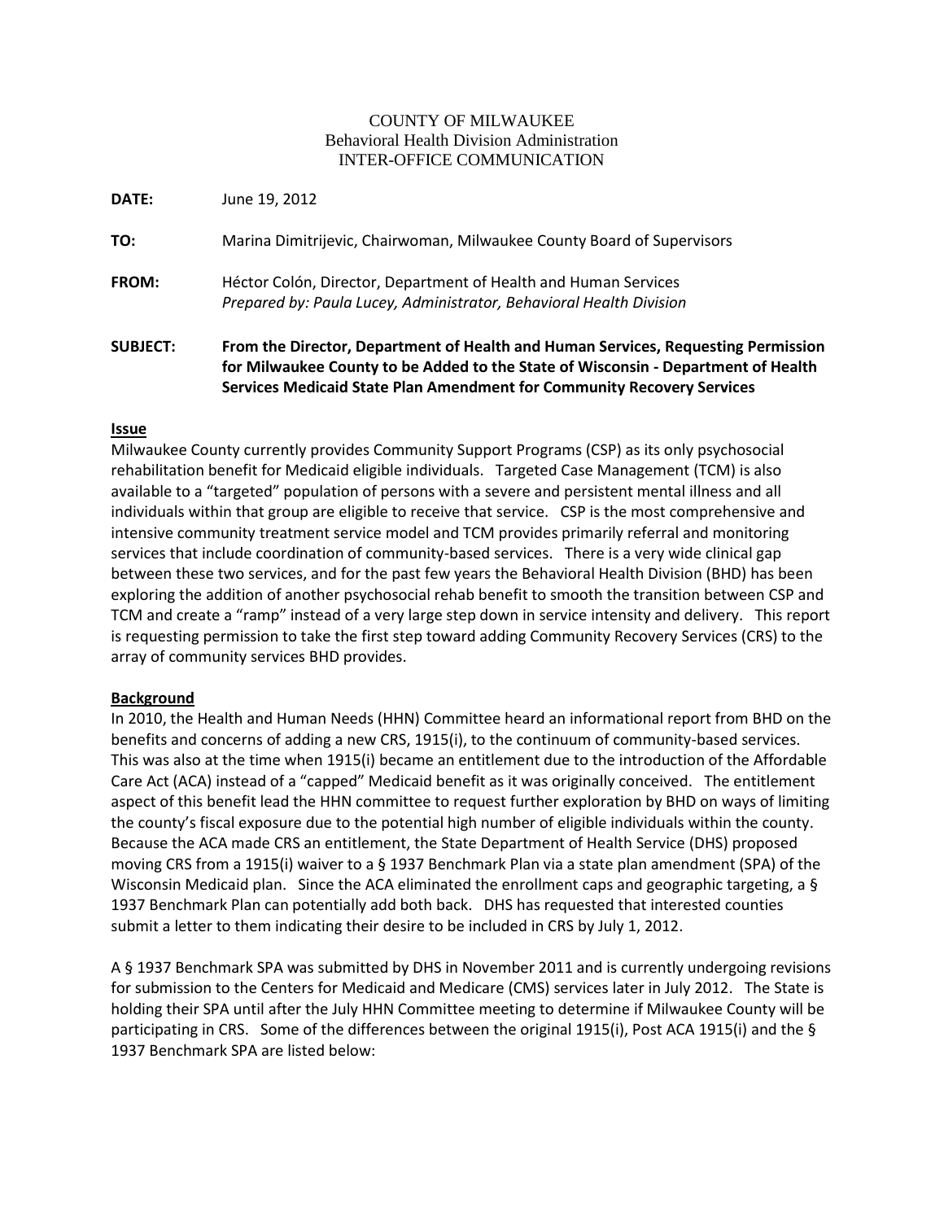COUNTY OF MILWAUKEE
Behavioral Health Division Administration
INTER-OFFICE COMMUNICATION

**DATE:** June 19, 2012

**TO:** Marina Dimitrijevic, Chairwoman, Milwaukee County Board of Supervisors

**FROM:** Héctor Colón, Director, Department of Health and Human Services
*Prepared by: Paula Lucey, Administrator, Behavioral Health Division*

**SUBJECT: From the Director, Department of Health and Human Services, Requesting Permission for Milwaukee County to be Added to the State of Wisconsin - Department of Health Services Medicaid State Plan Amendment for Community Recovery Services**

**Issue**

Milwaukee County currently provides Community Support Programs (CSP) as its only psychosocial rehabilitation benefit for Medicaid eligible individuals. Targeted Case Management (TCM) is also available to a "targeted" population of persons with a severe and persistent mental illness and all individuals within that group are eligible to receive that service. CSP is the most comprehensive and intensive community treatment service model and TCM provides primarily referral and monitoring services that include coordination of community-based services. There is a very wide clinical gap between these two services, and for the past few years the Behavioral Health Division (BHD) has been exploring the addition of another psychosocial rehab benefit to smooth the transition between CSP and TCM and create a "ramp" instead of a very large step down in service intensity and delivery. This report is requesting permission to take the first step toward adding Community Recovery Services (CRS) to the array of community services BHD provides.

**Background**

In 2010, the Health and Human Needs (HHN) Committee heard an informational report from BHD on the benefits and concerns of adding a new CRS, 1915(i), to the continuum of community-based services. This was also at the time when 1915(i) became an entitlement due to the introduction of the Affordable Care Act (ACA) instead of a "capped" Medicaid benefit as it was originally conceived. The entitlement aspect of this benefit lead the HHN committee to request further exploration by BHD on ways of limiting the county's fiscal exposure due to the potential high number of eligible individuals within the county. Because the ACA made CRS an entitlement, the State Department of Health Service (DHS) proposed moving CRS from a 1915(i) waiver to a § 1937 Benchmark Plan via a state plan amendment (SPA) of the Wisconsin Medicaid plan. Since the ACA eliminated the enrollment caps and geographic targeting, a § 1937 Benchmark Plan can potentially add both back. DHS has requested that interested counties submit a letter to them indicating their desire to be included in CRS by July 1, 2012.

A § 1937 Benchmark SPA was submitted by DHS in November 2011 and is currently undergoing revisions for submission to the Centers for Medicaid and Medicare (CMS) services later in July 2012. The State is holding their SPA until after the July HHN Committee meeting to determine if Milwaukee County will be participating in CRS. Some of the differences between the original 1915(i), Post ACA 1915(i) and the § 1937 Benchmark SPA are listed below: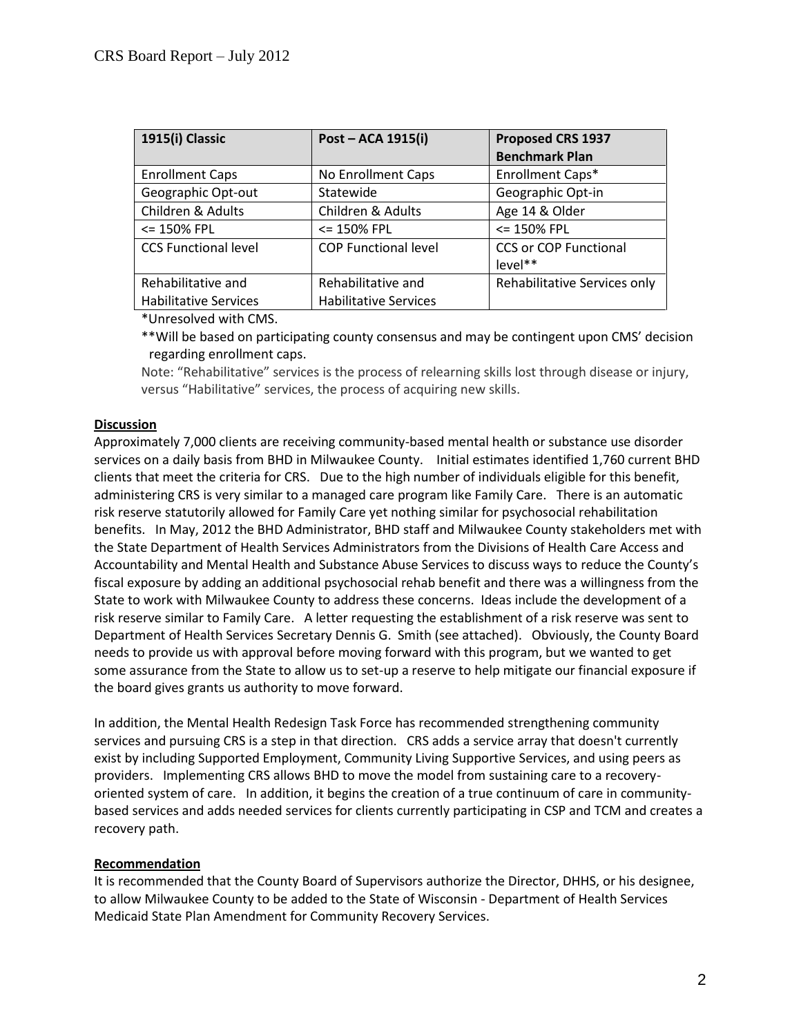| 1915(i) Classic | Post – ACA 1915(i) | Proposed CRS 1937 Benchmark Plan |
|---|---|---|
| Enrollment Caps | No Enrollment Caps | Enrollment Caps* |
| Geographic Opt-out | Statewide | Geographic Opt-in |
| Children & Adults | Children & Adults | Age 14 & Older |
| <= 150% FPL | <= 150% FPL | <= 150% FPL |
| CCS Functional level | COP Functional level | CCS or COP Functional level** |
| Rehabilitative and Habilitative Services | Rehabilitative and Habilitative Services | Rehabilitative Services only |

*Unresolved with CMS.

**Will be based on participating county consensus and may be contingent upon CMS' decision regarding enrollment caps.

Note: "Rehabilitative" services is the process of relearning skills lost through disease or injury, versus "Habilitative" services, the process of acquiring new skills.

**Discussion**

Approximately 7,000 clients are receiving community-based mental health or substance use disorder services on a daily basis from BHD in Milwaukee County. Initial estimates identified 1,760 current BHD clients that meet the criteria for CRS. Due to the high number of individuals eligible for this benefit, administering CRS is very similar to a managed care program like Family Care. There is an automatic risk reserve statutorily allowed for Family Care yet nothing similar for psychosocial rehabilitation benefits. In May, 2012 the BHD Administrator, BHD staff and Milwaukee County stakeholders met with the State Department of Health Services Administrators from the Divisions of Health Care Access and Accountability and Mental Health and Substance Abuse Services to discuss ways to reduce the County's fiscal exposure by adding an additional psychosocial rehab benefit and there was a willingness from the State to work with Milwaukee County to address these concerns. Ideas include the development of a risk reserve similar to Family Care. A letter requesting the establishment of a risk reserve was sent to Department of Health Services Secretary Dennis G. Smith (see attached). Obviously, the County Board needs to provide us with approval before moving forward with this program, but we wanted to get some assurance from the State to allow us to set-up a reserve to help mitigate our financial exposure if the board gives grants us authority to move forward.

In addition, the Mental Health Redesign Task Force has recommended strengthening community services and pursuing CRS is a step in that direction. CRS adds a service array that doesn't currently exist by including Supported Employment, Community Living Supportive Services, and using peers as providers. Implementing CRS allows BHD to move the model from sustaining care to a recovery-oriented system of care. In addition, it begins the creation of a true continuum of care in community-based services and adds needed services for clients currently participating in CSP and TCM and creates a recovery path.

**Recommendation**

It is recommended that the County Board of Supervisors authorize the Director, DHHS, or his designee, to allow Milwaukee County to be added to the State of Wisconsin - Department of Health Services Medicaid State Plan Amendment for Community Recovery Services.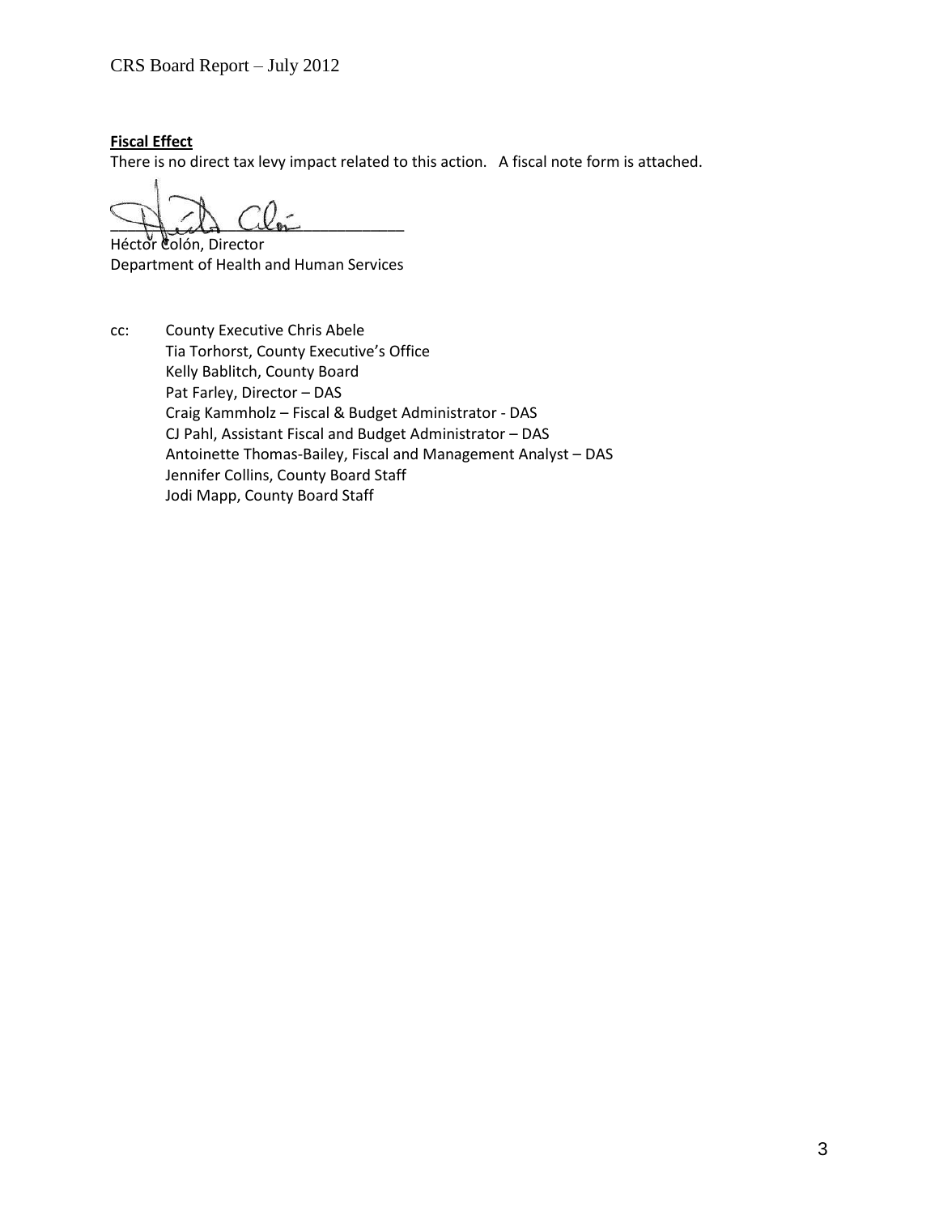**Fiscal Effect**

There is no direct tax levy impact related to this action.   A fiscal note form is attached.

\_\_\_\_\_\_\_\_\_\_\_\_\_\_\_\_\_\_\_\_\_\_\_\_\_\_\_\_\_\_\_\_

Héctor Colón, Director
Department of Health and Human Services

cc: County Executive Chris Abele
Tia Torhorst, County Executive's Office
Kelly Bablitch, County Board
Pat Farley, Director – DAS
Craig Kammholz – Fiscal & Budget Administrator - DAS
CJ Pahl, Assistant Fiscal and Budget Administrator – DAS
Antoinette Thomas-Bailey, Fiscal and Management Analyst – DAS
Jennifer Collins, County Board Staff
Jodi Mapp, County Board Staff